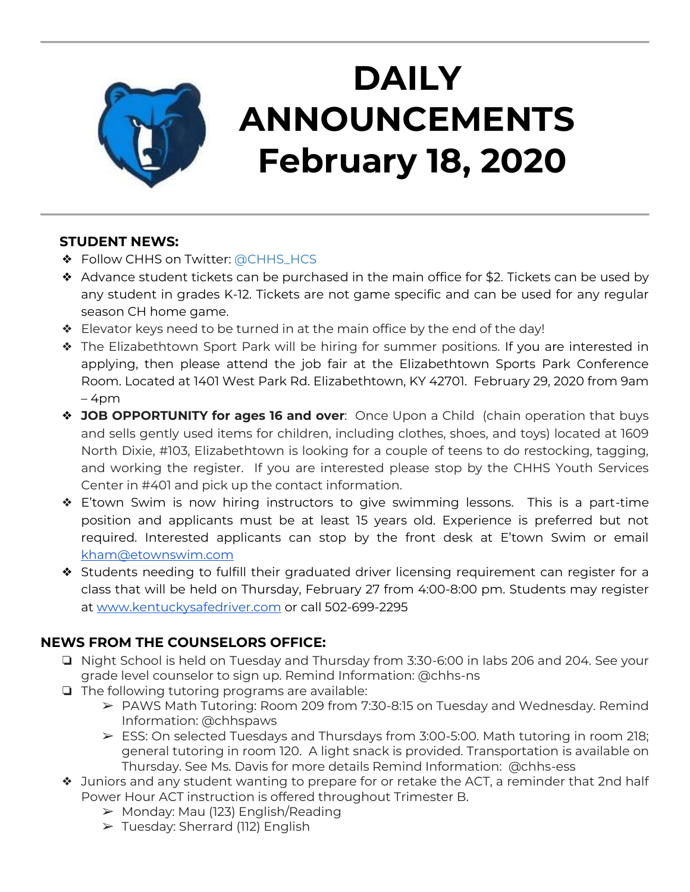# DAILY ANNOUNCEMENTS February 18, 2020

## STUDENT NEWS:

- Follow CHHS on Twitter: @CHHS_HCS
- Advance student tickets can be purchased in the main office for $2. Tickets can be used by any student in grades K-12. Tickets are not game specific and can be used for any regular season CH home game.
- Elevator keys need to be turned in at the main office by the end of the day!
- The Elizabethtown Sport Park will be hiring for summer positions. If you are interested in applying, then please attend the job fair at the Elizabethtown Sports Park Conference Room. Located at 1401 West Park Rd. Elizabethtown, KY 42701. February 29, 2020 from 9am – 4pm
- **JOB OPPORTUNITY for ages 16 and over**: Once Upon a Child (chain operation that buys and sells gently used items for children, including clothes, shoes, and toys) located at 1609 North Dixie, #103, Elizabethtown is looking for a couple of teens to do restocking, tagging, and working the register. If you are interested please stop by the CHHS Youth Services Center in #401 and pick up the contact information.
- E'town Swim is now hiring instructors to give swimming lessons. This is a part-time position and applicants must be at least 15 years old. Experience is preferred but not required. Interested applicants can stop by the front desk at E'town Swim or email kham@etownswim.com
- Students needing to fulfill their graduated driver licensing requirement can register for a class that will be held on Thursday, February 27 from 4:00-8:00 pm. Students may register at www.kentuckysafedriver.com or call 502-699-2295

## NEWS FROM THE COUNSELORS OFFICE:

- Night School is held on Tuesday and Thursday from 3:30-6:00 in labs 206 and 204. See your grade level counselor to sign up. Remind Information: @chhs-ns
- The following tutoring programs are available:
  - PAWS Math Tutoring: Room 209 from 7:30-8:15 on Tuesday and Wednesday. Remind Information: @chhspaws
  - ESS: On selected Tuesdays and Thursdays from 3:00-5:00. Math tutoring in room 218; general tutoring in room 120. A light snack is provided. Transportation is available on Thursday. See Ms. Davis for more details Remind Information: @chhs-ess
- Juniors and any student wanting to prepare for or retake the ACT, a reminder that 2nd half Power Hour ACT instruction is offered throughout Trimester B.
  - Monday: Mau (123) English/Reading
  - Tuesday: Sherrard (112) English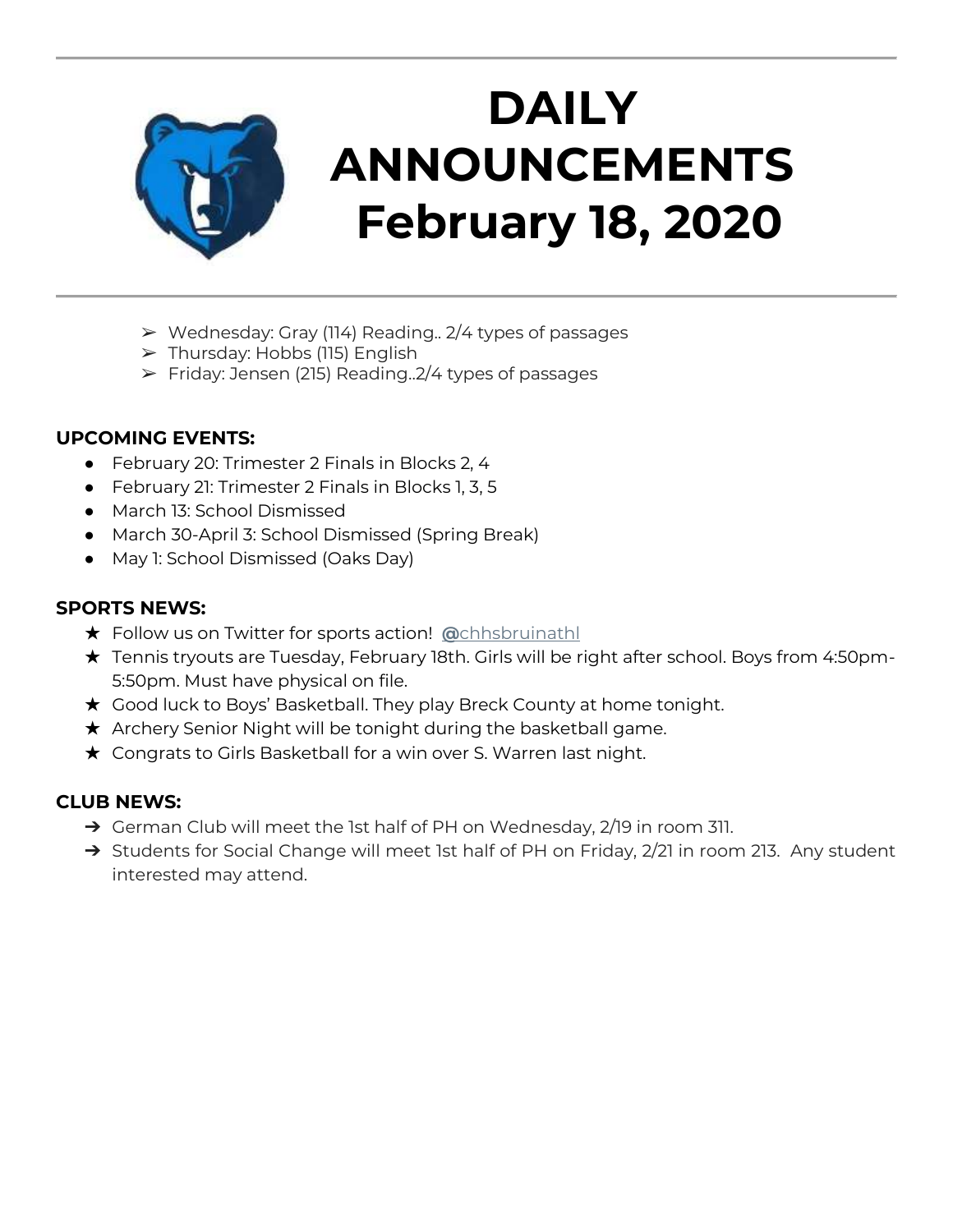# DAILY ANNOUNCEMENTS February 18, 2020

- Wednesday: Gray (114) Reading.. 2/4 types of passages
- Thursday: Hobbs (115) English
- Friday: Jensen (215) Reading..2/4 types of passages

**UPCOMING EVENTS:**

- February 20: Trimester 2 Finals in Blocks 2, 4
- February 21: Trimester 2 Finals in Blocks 1, 3, 5
- March 13: School Dismissed
- March 30-April 3: School Dismissed (Spring Break)
- May 1: School Dismissed (Oaks Day)

**SPORTS NEWS:**

- Follow us on Twitter for sports action! @chhsbruinathl
- Tennis tryouts are Tuesday, February 18th. Girls will be right after school. Boys from 4:50pm-5:50pm. Must have physical on file.
- Good luck to Boys' Basketball. They play Breck County at home tonight.
- Archery Senior Night will be tonight during the basketball game.
- Congrats to Girls Basketball for a win over S. Warren last night.

**CLUB NEWS:**

- German Club will meet the 1st half of PH on Wednesday, 2/19 in room 311.
- Students for Social Change will meet 1st half of PH on Friday, 2/21 in room 213. Any student interested may attend.